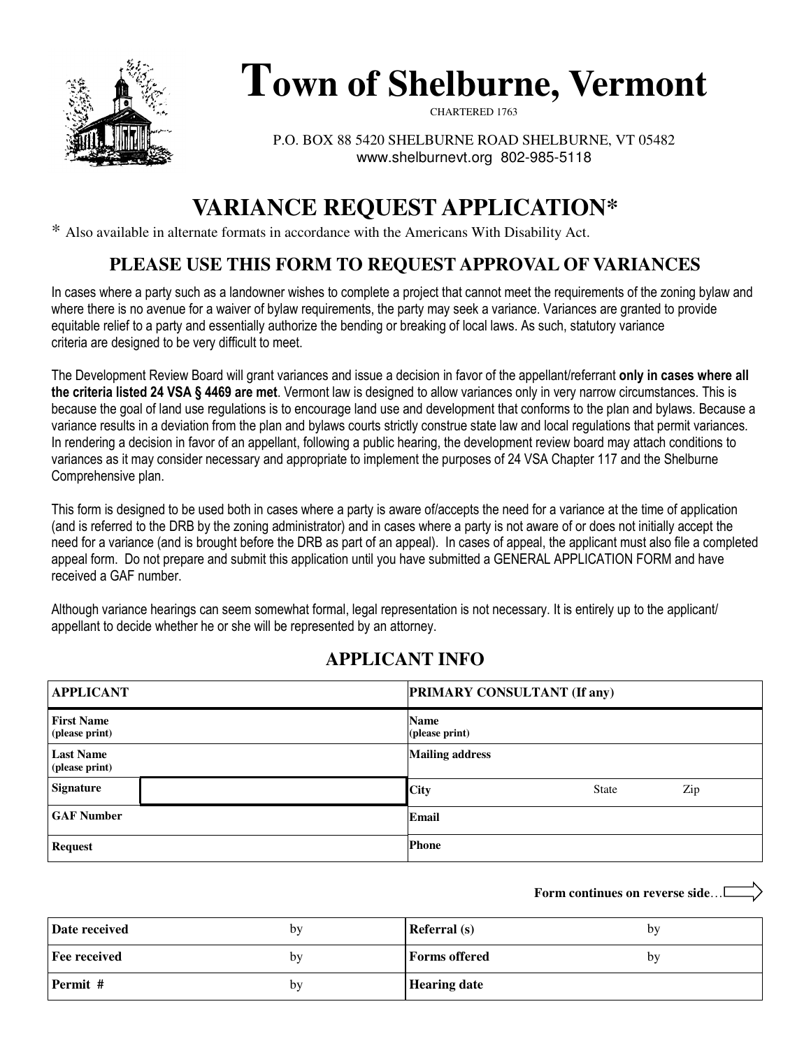# Town of Shelburne, Vermont

CHARTERED 1763

P.O. BOX 88 5420 SHELBURNE ROAD SHELBURNE, VT 05482
www.shelburnevt.org 802-985-5118

## VARIANCE REQUEST APPLICATION*

* Also available in alternate formats in accordance with the Americans With Disability Act.

### PLEASE USE THIS FORM TO REQUEST APPROVAL OF VARIANCES

In cases where a party such as a landowner wishes to complete a project that cannot meet the requirements of the zoning bylaw and where there is no avenue for a waiver of bylaw requirements, the party may seek a variance. Variances are granted to provide equitable relief to a party and essentially authorize the bending or breaking of local laws. As such, statutory variance criteria are designed to be very difficult to meet.

The Development Review Board will grant variances and issue a decision in favor of the appellant/referrant **only in cases where all the criteria listed 24 VSA § 4469 are met**. Vermont law is designed to allow variances only in very narrow circumstances. This is because the goal of land use regulations is to encourage land use and development that conforms to the plan and bylaws. Because a variance results in a deviation from the plan and bylaws courts strictly construe state law and local regulations that permit variances. In rendering a decision in favor of an appellant, following a public hearing, the development review board may attach conditions to variances as it may consider necessary and appropriate to implement the purposes of 24 VSA Chapter 117 and the Shelburne Comprehensive plan.

This form is designed to be used both in cases where a party is aware of/accepts the need for a variance at the time of application (and is referred to the DRB by the zoning administrator) and in cases where a party is not aware of or does not initially accept the need for a variance (and is brought before the DRB as part of an appeal). In cases of appeal, the applicant must also file a completed appeal form. Do not prepare and submit this application until you have submitted a GENERAL APPLICATION FORM and have received a GAF number.

Although variance hearings can seem somewhat formal, legal representation is not necessary. It is entirely up to the applicant/ appellant to decide whether he or she will be represented by an attorney.

### APPLICANT INFO

| APPLICANT | | PRIMARY CONSULTANT (If any) | | |
|---|---|---|---|---|
| First Name (please print) | | Name (please print) | | |
| Last Name (please print) | | Mailing address | | |
| Signature | | City | State | Zip |
| GAF Number | | Email | | |
| Request | | Phone | | |

**Form continues on reverse side**…

| Date received | by | Referral (s) | by |
|---|---|---|---|
| Fee received | by | Forms offered | by |
| Permit # | by | Hearing date | |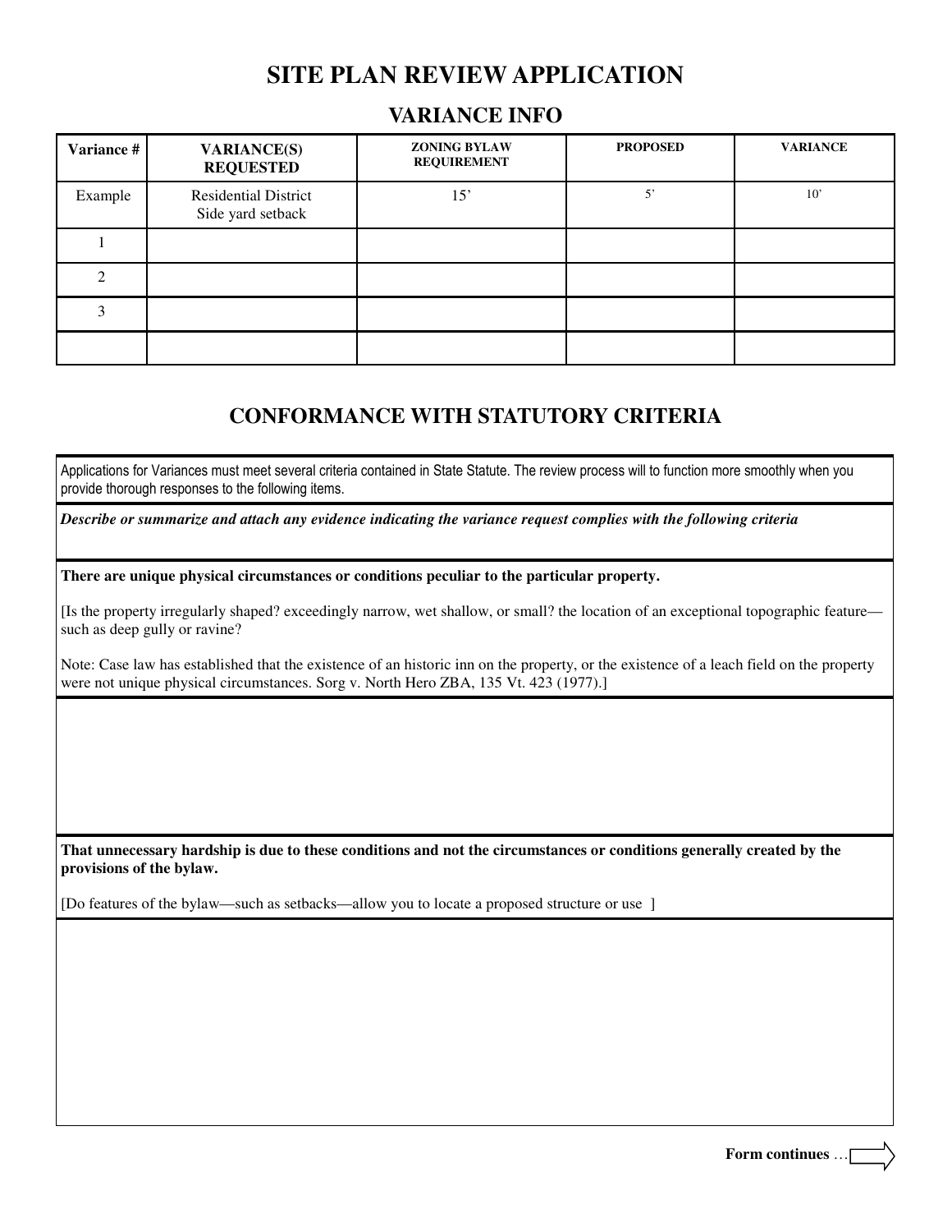# SITE PLAN REVIEW APPLICATION

## VARIANCE INFO

| Variance # | VARIANCE(S) REQUESTED | ZONING BYLAW REQUIREMENT | PROPOSED | VARIANCE |
|---|---|---|---|---|
| Example | Residential District Side yard setback | 15’ | 5’ | 10’ |
| 1 | | | | |
| 2 | | | | |
| 3 | | | | |
| | | | | |

## CONFORMANCE WITH STATUTORY CRITERIA

Applications for Variances must meet several criteria contained in State Statute. The review process will to function more smoothly when you provide thorough responses to the following items.

*Describe or summarize and attach any evidence indicating the variance request complies with the following criteria*

**There are unique physical circumstances or conditions peculiar to the particular property.**

[Is the property irregularly shaped? exceedingly narrow, wet shallow, or small? the location of an exceptional topographic feature—such as deep gully or ravine?

Note: Case law has established that the existence of an historic inn on the property, or the existence of a leach field on the property were not unique physical circumstances. Sorg v. North Hero ZBA, 135 Vt. 423 (1977).]

**That unnecessary hardship is due to these conditions and not the circumstances or conditions generally created by the provisions of the bylaw.**

[Do features of the bylaw—such as setbacks—allow you to locate a proposed structure or use ]

**Form continues** …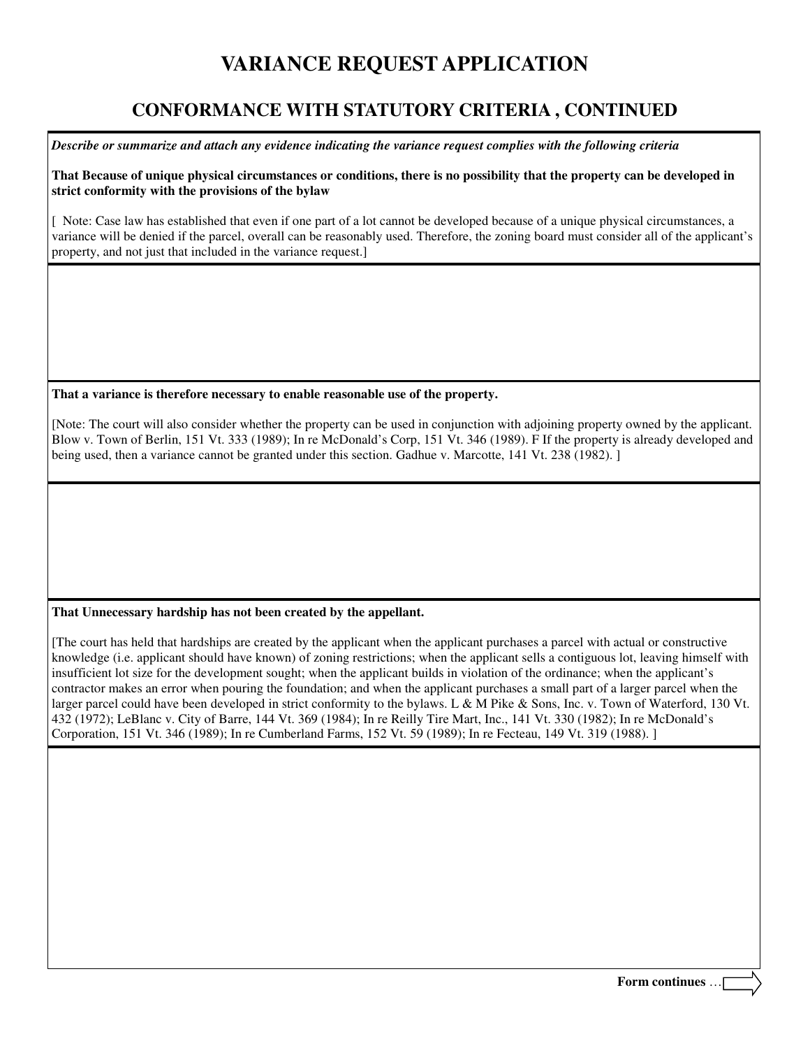# VARIANCE REQUEST APPLICATION

## CONFORMANCE WITH STATUTORY CRITERIA , CONTINUED

***Describe or summarize and attach any evidence indicating the variance request complies with the following criteria***

**That Because of unique physical circumstances or conditions, there is no possibility that the property can be developed in strict conformity with the provisions of the bylaw**

[ Note: Case law has established that even if one part of a lot cannot be developed because of a unique physical circumstances, a variance will be denied if the parcel, overall can be reasonably used. Therefore, the zoning board must consider all of the applicant's property, and not just that included in the variance request.]

**That a variance is therefore necessary to enable reasonable use of the property.**

[Note: The court will also consider whether the property can be used in conjunction with adjoining property owned by the applicant. Blow v. Town of Berlin, 151 Vt. 333 (1989); In re McDonald's Corp, 151 Vt. 346 (1989). F If the property is already developed and being used, then a variance cannot be granted under this section. Gadhue v. Marcotte, 141 Vt. 238 (1982). ]

**That Unnecessary hardship has not been created by the appellant.**

[The court has held that hardships are created by the applicant when the applicant purchases a parcel with actual or constructive knowledge (i.e. applicant should have known) of zoning restrictions; when the applicant sells a contiguous lot, leaving himself with insufficient lot size for the development sought; when the applicant builds in violation of the ordinance; when the applicant's contractor makes an error when pouring the foundation; and when the applicant purchases a small part of a larger parcel when the larger parcel could have been developed in strict conformity to the bylaws. L & M Pike & Sons, Inc. v. Town of Waterford, 130 Vt. 432 (1972); LeBlanc v. City of Barre, 144 Vt. 369 (1984); In re Reilly Tire Mart, Inc., 141 Vt. 330 (1982); In re McDonald's Corporation, 151 Vt. 346 (1989); In re Cumberland Farms, 152 Vt. 59 (1989); In re Fecteau, 149 Vt. 319 (1988). ]

**Form continues** …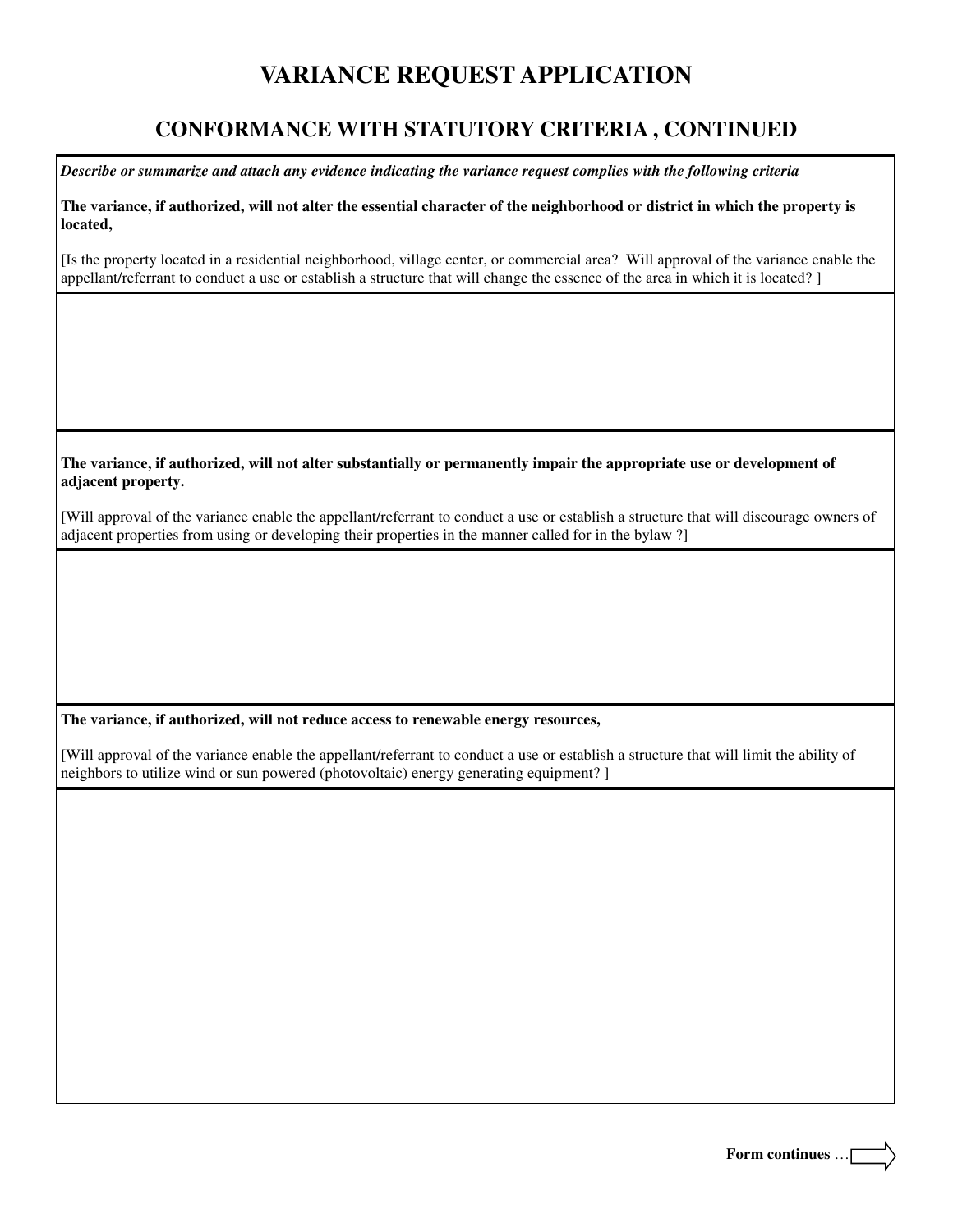# VARIANCE REQUEST APPLICATION

## CONFORMANCE WITH STATUTORY CRITERIA , CONTINUED

***Describe or summarize and attach any evidence indicating the variance request complies with the following criteria***

**The variance, if authorized, will not alter the essential character of the neighborhood or district in which the property is located,**

[Is the property located in a residential neighborhood, village center, or commercial area? Will approval of the variance enable the appellant/referrant to conduct a use or establish a structure that will change the essence of the area in which it is located? ]

**The variance, if authorized, will not alter substantially or permanently impair the appropriate use or development of adjacent property.**

[Will approval of the variance enable the appellant/referrant to conduct a use or establish a structure that will discourage owners of adjacent properties from using or developing their properties in the manner called for in the bylaw ?]

**The variance, if authorized, will not reduce access to renewable energy resources,**

[Will approval of the variance enable the appellant/referrant to conduct a use or establish a structure that will limit the ability of neighbors to utilize wind or sun powered (photovoltaic) energy generating equipment? ]

**Form continues** …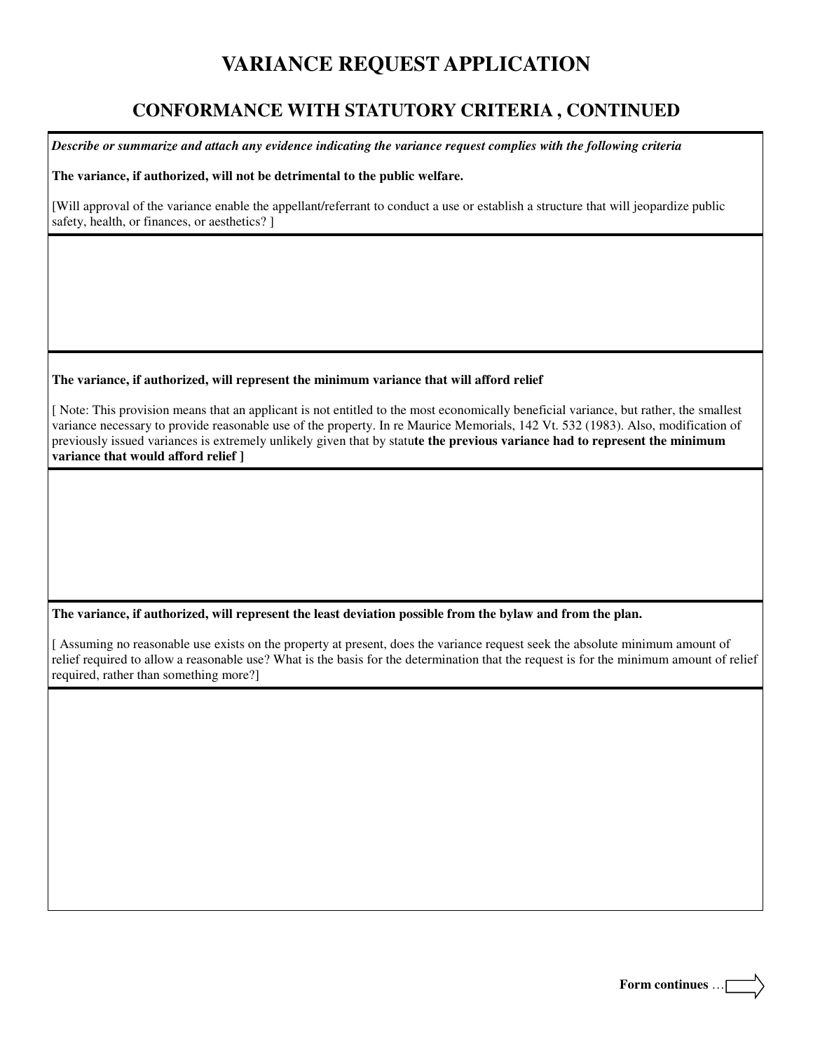# VARIANCE REQUEST APPLICATION

## CONFORMANCE WITH STATUTORY CRITERIA , CONTINUED

***Describe or summarize and attach any evidence indicating the variance request complies with the following criteria***

**The variance, if authorized, will not be detrimental to the public welfare.**

[Will approval of the variance enable the appellant/referrant to conduct a use or establish a structure that will jeopardize public safety, health, or finances, or aesthetics? ]

**The variance, if authorized, will represent the minimum variance that will afford relief**

[ Note: This provision means that an applicant is not entitled to the most economically beneficial variance, but rather, the smallest variance necessary to provide reasonable use of the property. In re Maurice Memorials, 142 Vt. 532 (1983). Also, modification of previously issued variances is extremely unlikely given that by statu**te the previous variance had to represent the minimum variance that would afford relief ]**

**The variance, if authorized, will represent the least deviation possible from the bylaw and from the plan.**

[ Assuming no reasonable use exists on the property at present, does the variance request seek the absolute minimum amount of relief required to allow a reasonable use? What is the basis for the determination that the request is for the minimum amount of relief required, rather than something more?]

**Form continues** …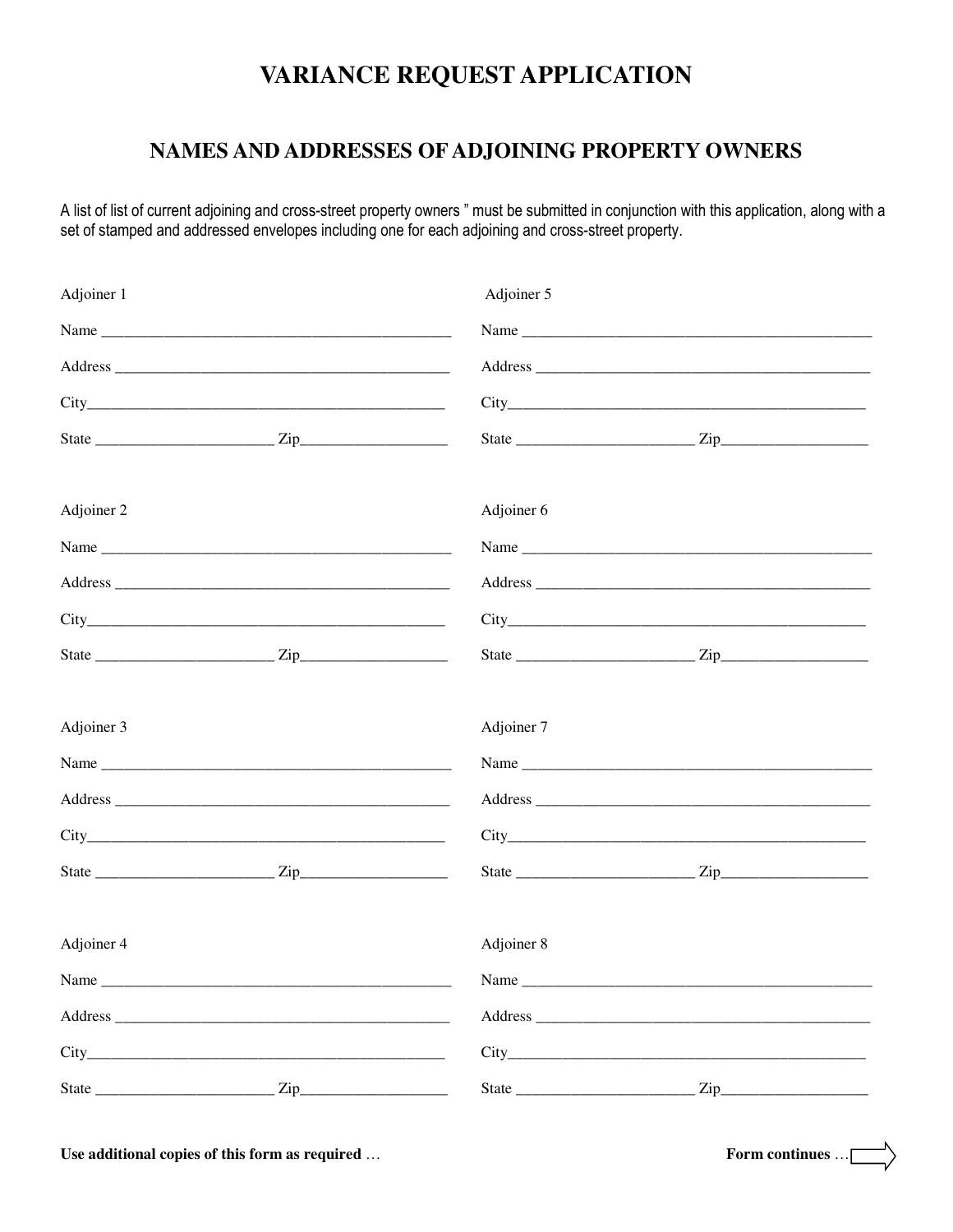# VARIANCE REQUEST APPLICATION

## NAMES AND ADDRESSES OF ADJOINING PROPERTY OWNERS

A list of list of current adjoining and cross-street property owners " must be submitted in conjunction with this application, along with a set of stamped and addressed envelopes including one for each adjoining and cross-street property.

Adjoiner 1

Name _______________________________________________

Address _____________________________________________

City_________________________________________________

State ______________________ Zip___________________

Adjoiner 2

Name _______________________________________________

Address _____________________________________________

City_________________________________________________

State ______________________ Zip___________________

Adjoiner 3

Name _______________________________________________

Address _____________________________________________

City_________________________________________________

State ______________________ Zip___________________

Adjoiner 4

Name _______________________________________________

Address _____________________________________________

City_________________________________________________

State ______________________ Zip___________________

Adjoiner 5

Name _______________________________________________

Address _____________________________________________

City_________________________________________________

State ______________________ Zip___________________

Adjoiner 6

Name _______________________________________________

Address _____________________________________________

City_________________________________________________

State ______________________ Zip___________________

Adjoiner 7

Name _______________________________________________

Address _____________________________________________

City_________________________________________________

State ______________________ Zip___________________

Adjoiner 8

Name _______________________________________________

Address _____________________________________________

City_________________________________________________

State ______________________ Zip___________________

**Use additional copies of this form as required** …

**Form continues** …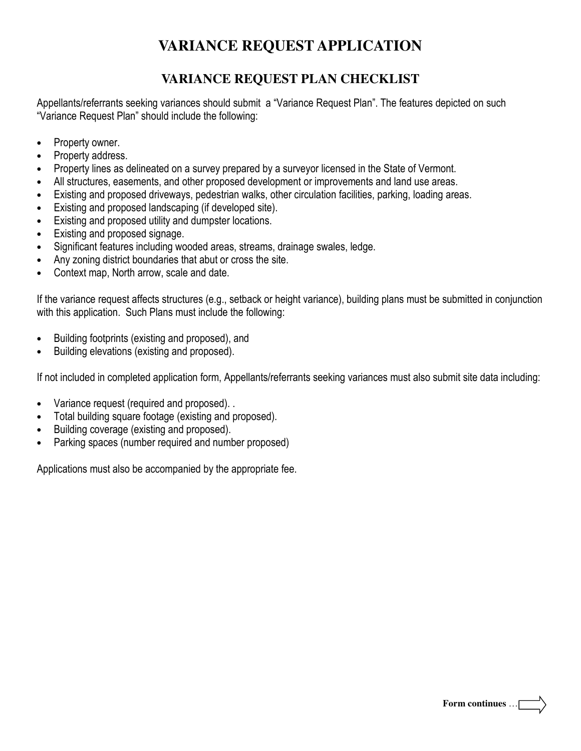# VARIANCE REQUEST APPLICATION

## VARIANCE REQUEST PLAN CHECKLIST

Appellants/referrants seeking variances should submit a "Variance Request Plan". The features depicted on such "Variance Request Plan" should include the following:

- Property owner.
- Property address.
- Property lines as delineated on a survey prepared by a surveyor licensed in the State of Vermont.
- All structures, easements, and other proposed development or improvements and land use areas.
- Existing and proposed driveways, pedestrian walks, other circulation facilities, parking, loading areas.
- Existing and proposed landscaping (if developed site).
- Existing and proposed utility and dumpster locations.
- Existing and proposed signage.
- Significant features including wooded areas, streams, drainage swales, ledge.
- Any zoning district boundaries that abut or cross the site.
- Context map, North arrow, scale and date.

If the variance request affects structures (e.g., setback or height variance), building plans must be submitted in conjunction with this application. Such Plans must include the following:

- Building footprints (existing and proposed), and
- Building elevations (existing and proposed).

If not included in completed application form, Appellants/referrants seeking variances must also submit site data including:

- Variance request (required and proposed). .
- Total building square footage (existing and proposed).
- Building coverage (existing and proposed).
- Parking spaces (number required and number proposed)

Applications must also be accompanied by the appropriate fee.

**Form continues** …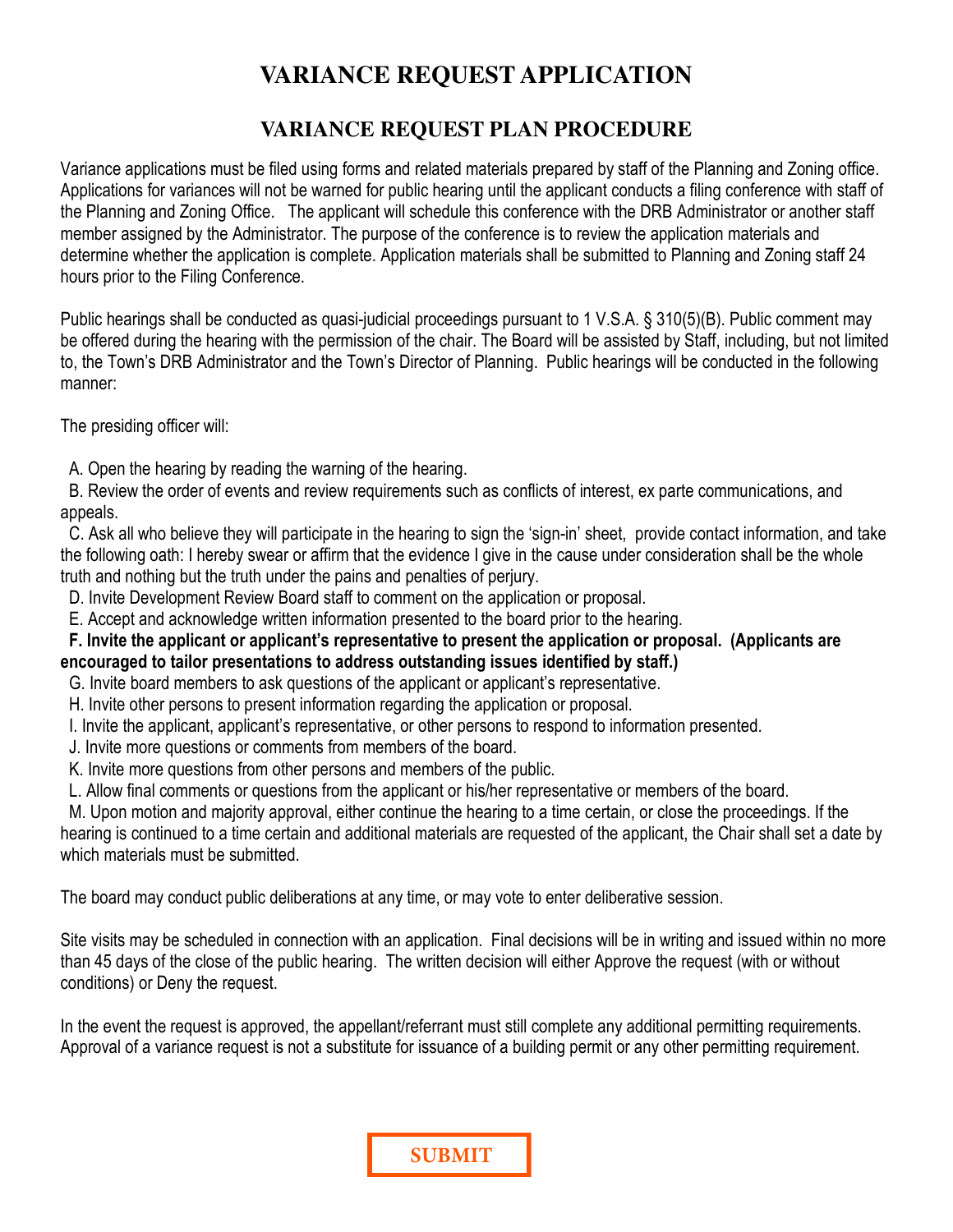# VARIANCE REQUEST APPLICATION

## VARIANCE REQUEST PLAN PROCEDURE

Variance applications must be filed using forms and related materials prepared by staff of the Planning and Zoning office. Applications for variances will not be warned for public hearing until the applicant conducts a filing conference with staff of the Planning and Zoning Office. The applicant will schedule this conference with the DRB Administrator or another staff member assigned by the Administrator. The purpose of the conference is to review the application materials and determine whether the application is complete. Application materials shall be submitted to Planning and Zoning staff 24 hours prior to the Filing Conference.

Public hearings shall be conducted as quasi-judicial proceedings pursuant to 1 V.S.A. § 310(5)(B). Public comment may be offered during the hearing with the permission of the chair. The Board will be assisted by Staff, including, but not limited to, the Town's DRB Administrator and the Town's Director of Planning. Public hearings will be conducted in the following manner:

The presiding officer will:

A. Open the hearing by reading the warning of the hearing.
B. Review the order of events and review requirements such as conflicts of interest, ex parte communications, and appeals.
C. Ask all who believe they will participate in the hearing to sign the 'sign-in' sheet, provide contact information, and take the following oath: I hereby swear or affirm that the evidence I give in the cause under consideration shall be the whole truth and nothing but the truth under the pains and penalties of perjury.
D. Invite Development Review Board staff to comment on the application or proposal.
E. Accept and acknowledge written information presented to the board prior to the hearing.
**F. Invite the applicant or applicant's representative to present the application or proposal. (Applicants are encouraged to tailor presentations to address outstanding issues identified by staff.)**
G. Invite board members to ask questions of the applicant or applicant's representative.
H. Invite other persons to present information regarding the application or proposal.
I. Invite the applicant, applicant's representative, or other persons to respond to information presented.
J. Invite more questions or comments from members of the board.
K. Invite more questions from other persons and members of the public.
L. Allow final comments or questions from the applicant or his/her representative or members of the board.
M. Upon motion and majority approval, either continue the hearing to a time certain, or close the proceedings. If the hearing is continued to a time certain and additional materials are requested of the applicant, the Chair shall set a date by which materials must be submitted.

The board may conduct public deliberations at any time, or may vote to enter deliberative session.

Site visits may be scheduled in connection with an application. Final decisions will be in writing and issued within no more than 45 days of the close of the public hearing. The written decision will either Approve the request (with or without conditions) or Deny the request.

In the event the request is approved, the appellant/referrant must still complete any additional permitting requirements. Approval of a variance request is not a substitute for issuance of a building permit or any other permitting requirement.

SUBMIT